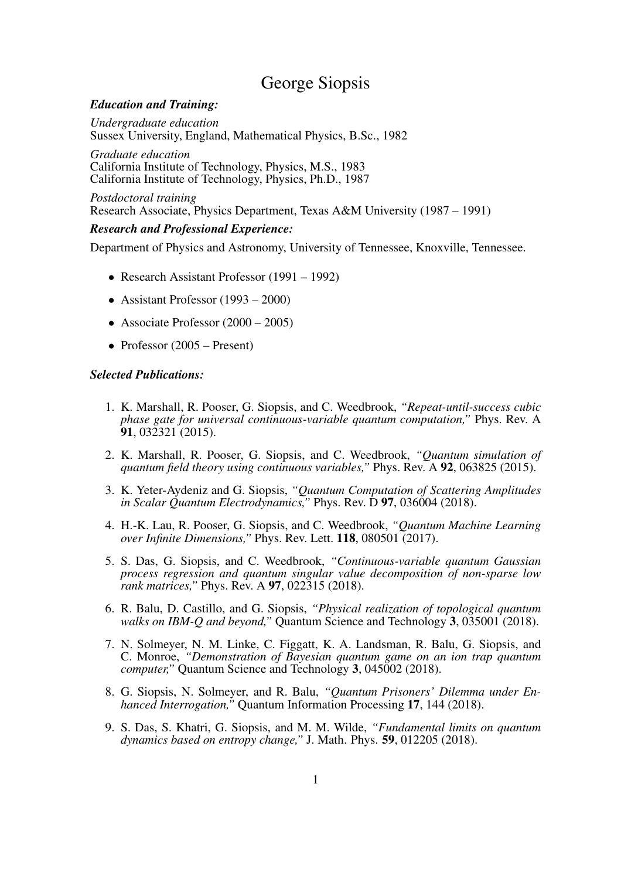# George Siopsis

### *Education and Training:*

*Undergraduate education*
Sussex University, England, Mathematical Physics, B.Sc., 1982

*Graduate education*
California Institute of Technology, Physics, M.S., 1983
California Institute of Technology, Physics, Ph.D., 1987

*Postdoctoral training*
Research Associate, Physics Department, Texas A&M University (1987 – 1991)

### *Research and Professional Experience:*

Department of Physics and Astronomy, University of Tennessee, Knoxville, Tennessee.

- Research Assistant Professor (1991 – 1992)
- Assistant Professor (1993 – 2000)
- Associate Professor (2000 – 2005)
- Professor (2005 – Present)

### *Selected Publications:*

1. K. Marshall, R. Pooser, G. Siopsis, and C. Weedbrook, *"Repeat-until-success cubic phase gate for universal continuous-variable quantum computation,"* Phys. Rev. A **91**, 032321 (2015).
2. K. Marshall, R. Pooser, G. Siopsis, and C. Weedbrook, *"Quantum simulation of quantum field theory using continuous variables,"* Phys. Rev. A **92**, 063825 (2015).
3. K. Yeter-Aydeniz and G. Siopsis, *"Quantum Computation of Scattering Amplitudes in Scalar Quantum Electrodynamics,"* Phys. Rev. D **97**, 036004 (2018).
4. H.-K. Lau, R. Pooser, G. Siopsis, and C. Weedbrook, *"Quantum Machine Learning over Infinite Dimensions,"* Phys. Rev. Lett. **118**, 080501 (2017).
5. S. Das, G. Siopsis, and C. Weedbrook, *"Continuous-variable quantum Gaussian process regression and quantum singular value decomposition of non-sparse low rank matrices,"* Phys. Rev. A **97**, 022315 (2018).
6. R. Balu, D. Castillo, and G. Siopsis, *"Physical realization of topological quantum walks on IBM-Q and beyond,"* Quantum Science and Technology **3**, 035001 (2018).
7. N. Solmeyer, N. M. Linke, C. Figgatt, K. A. Landsman, R. Balu, G. Siopsis, and C. Monroe, *"Demonstration of Bayesian quantum game on an ion trap quantum computer,"* Quantum Science and Technology **3**, 045002 (2018).
8. G. Siopsis, N. Solmeyer, and R. Balu, *"Quantum Prisoners' Dilemma under Enhanced Interrogation,"* Quantum Information Processing **17**, 144 (2018).
9. S. Das, S. Khatri, G. Siopsis, and M. M. Wilde, *"Fundamental limits on quantum dynamics based on entropy change,"* J. Math. Phys. **59**, 012205 (2018).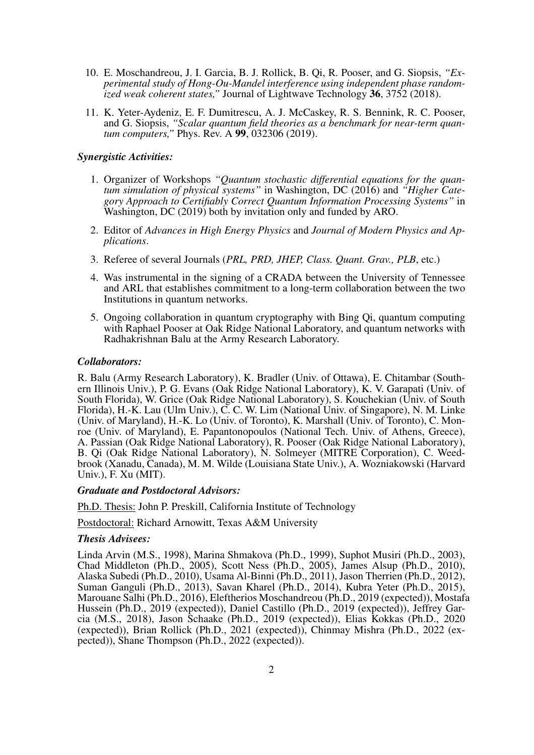10. E. Moschandreou, J. I. Garcia, B. J. Rollick, B. Qi, R. Pooser, and G. Siopsis, *"Experimental study of Hong-Ou-Mandel interference using independent phase randomized weak coherent states,"* Journal of Lightwave Technology **36**, 3752 (2018).

11. K. Yeter-Aydeniz, E. F. Dumitrescu, A. J. McCaskey, R. S. Bennink, R. C. Pooser, and G. Siopsis, *"Scalar quantum field theories as a benchmark for near-term quantum computers,"* Phys. Rev. A **99**, 032306 (2019).

### *Synergistic Activities:*

1. Organizer of Workshops *"Quantum stochastic differential equations for the quantum simulation of physical systems"* in Washington, DC (2016) and *"Higher Category Approach to Certifiably Correct Quantum Information Processing Systems"* in Washington, DC (2019) both by invitation only and funded by ARO.
2. Editor of *Advances in High Energy Physics* and *Journal of Modern Physics and Applications*.
3. Referee of several Journals (*PRL, PRD, JHEP, Class. Quant. Grav., PLB*, etc.)
4. Was instrumental in the signing of a CRADA between the University of Tennessee and ARL that establishes commitment to a long-term collaboration between the two Institutions in quantum networks.
5. Ongoing collaboration in quantum cryptography with Bing Qi, quantum computing with Raphael Pooser at Oak Ridge National Laboratory, and quantum networks with Radhakrishnan Balu at the Army Research Laboratory.

### *Collaborators:*

R. Balu (Army Research Laboratory), K. Bradler (Univ. of Ottawa), E. Chitambar (Southern Illinois Univ.), P. G. Evans (Oak Ridge National Laboratory), K. V. Garapati (Univ. of South Florida), W. Grice (Oak Ridge National Laboratory), S. Kouchekian (Univ. of South Florida), H.-K. Lau (Ulm Univ.), C. C. W. Lim (National Univ. of Singapore), N. M. Linke (Univ. of Maryland), H.-K. Lo (Univ. of Toronto), K. Marshall (Univ. of Toronto), C. Monroe (Univ. of Maryland), E. Papantonopoulos (National Tech. Univ. of Athens, Greece), A. Passian (Oak Ridge National Laboratory), R. Pooser (Oak Ridge National Laboratory), B. Qi (Oak Ridge National Laboratory), N. Solmeyer (MITRE Corporation), C. Weedbrook (Xanadu, Canada), M. M. Wilde (Louisiana State Univ.), A. Wozniakowski (Harvard Univ.), F. Xu (MIT).

### *Graduate and Postdoctoral Advisors:*

Ph.D. Thesis: John P. Preskill, California Institute of Technology

Postdoctoral: Richard Arnowitt, Texas A&M University

### *Thesis Advisees:*

Linda Arvin (M.S., 1998), Marina Shmakova (Ph.D., 1999), Suphot Musiri (Ph.D., 2003), Chad Middleton (Ph.D., 2005), Scott Ness (Ph.D., 2005), James Alsup (Ph.D., 2010), Alaska Subedi (Ph.D., 2010), Usama Al-Binni (Ph.D., 2011), Jason Therrien (Ph.D., 2012), Suman Ganguli (Ph.D., 2013), Savan Kharel (Ph.D., 2014), Kubra Yeter (Ph.D., 2015), Marouane Salhi (Ph.D., 2016), Eleftherios Moschandreou (Ph.D., 2019 (expected)), Mostafa Hussein (Ph.D., 2019 (expected)), Daniel Castillo (Ph.D., 2019 (expected)), Jeffrey Garcia (M.S., 2018), Jason Schaake (Ph.D., 2019 (expected)), Elias Kokkas (Ph.D., 2020 (expected)), Brian Rollick (Ph.D., 2021 (expected)), Chinmay Mishra (Ph.D., 2022 (expected)), Shane Thompson (Ph.D., 2022 (expected)).